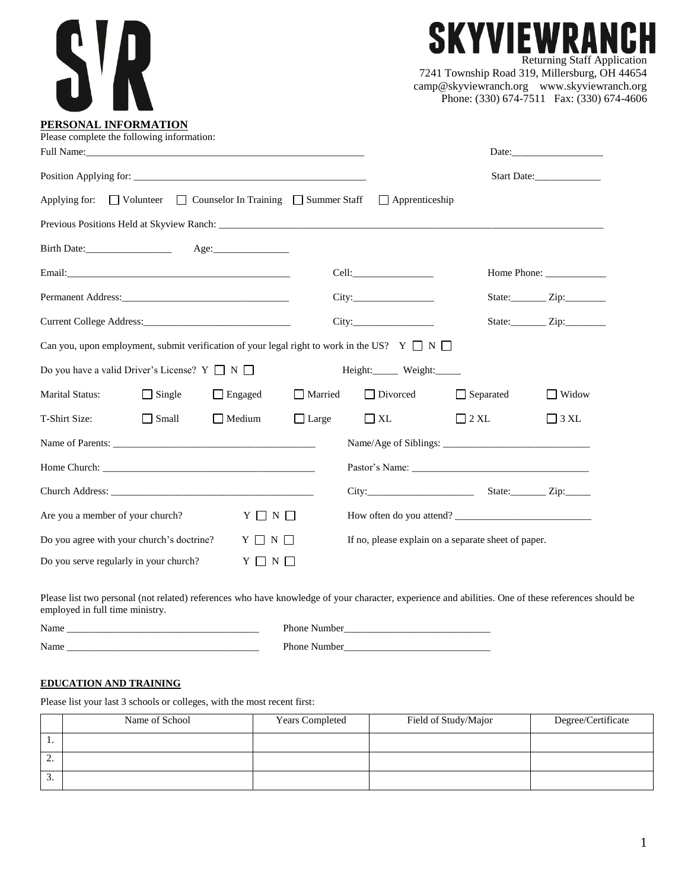# SKYVIEWRANCH

Returning Staff Application
7241 Township Road 319, Millersburg, OH 44654
camp@skyviewranch.org www.skyviewranch.org
Phone: (330) 674-7511 Fax: (330) 674-4606

## PERSONAL INFORMATION

Please complete the following information:

Full Name:_______________________________________________________ Date:_________________

Position Applying for: _____________________________________________ Start Date:_____________

Applying for: ☐ Volunteer ☐ Counselor In Training ☐ Summer Staff ☐ Apprenticeship

Previous Positions Held at Skyview Ranch: ________________________________________________________________________

Birth Date:_________________ Age:_______________

Email:_____________________________________________ Cell:________________ Home Phone: ____________

Permanent Address:_________________________________ City:________________ State:_______ Zip:________

Current College Address:_____________________________ City:________________ State:_______ Zip:________

Can you, upon employment, submit verification of your legal right to work in the US? Y ☐ N ☐

Do you have a valid Driver's License? Y ☐ N ☐ Height:_____ Weight:_____

Marital Status: ☐ Single ☐ Engaged ☐ Married ☐ Divorced ☐ Separated ☐ Widow

T-Shirt Size: ☐ Small ☐ Medium ☐ Large ☐ XL ☐ 2 XL ☐ 3 XL

Name of Parents: ________________________________________ Name/Age of Siblings: _____________________________

Home Church: __________________________________________ Pastor's Name: ___________________________________

Church Address: ________________________________________ City:_____________________ State:_______ Zip:_____

Are you a member of your church? Y ☐ N ☐ How often do you attend? ___________________________

Do you agree with your church's doctrine? Y ☐ N ☐ If no, please explain on a separate sheet of paper.

Do you serve regularly in your church? Y ☐ N ☐

Please list two personal (not related) references who have knowledge of your character, experience and abilities. One of these references should be employed in full time ministry.

Name ______________________________________ Phone Number_____________________________

Name ______________________________________ Phone Number_____________________________

## EDUCATION AND TRAINING

Please list your last 3 schools or colleges, with the most recent first:

| | Name of School | Years Completed | Field of Study/Major | Degree/Certificate |
|---|---|---|---|---|
| 1. | | | | |
| 2. | | | | |
| 3. | | | | |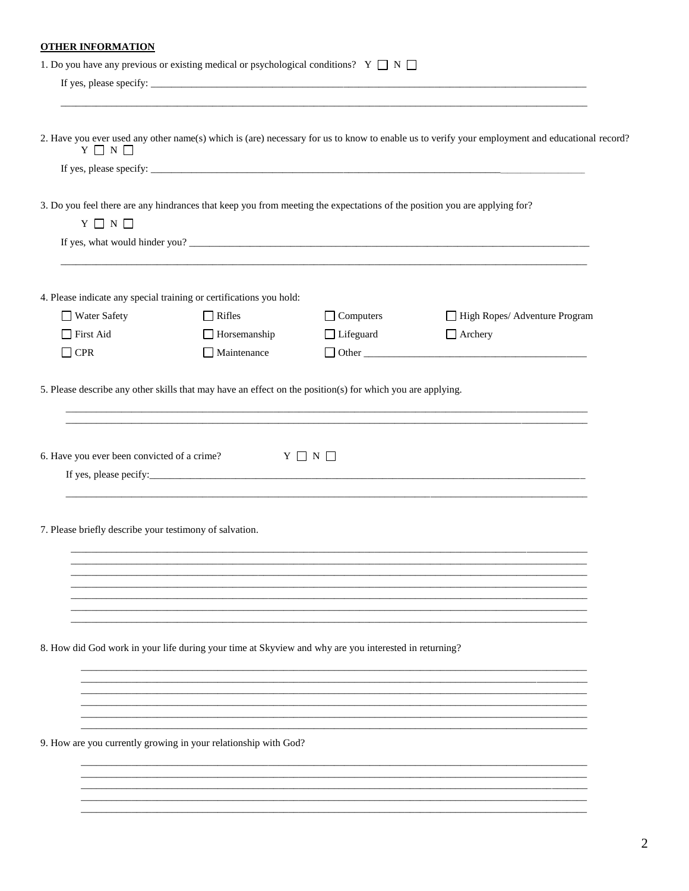**OTHER INFORMATION**

1. Do you have any previous or existing medical or psychological conditions? Y ☐ N ☐

   If yes, please specify: ______________________________________________________________________________

   ______________________________________________________________________________________________

2. Have you ever used any other name(s) which is (are) necessary for us to know to enable us to verify your employment and educational record? Y ☐ N ☐

   If yes, please specify: ______________________________________________________________________________

3. Do you feel there are any hindrances that keep you from meeting the expectations of the position you are applying for?

   Y ☐ N ☐

   If yes, what would hinder you? ________________________________________________________________________

   ______________________________________________________________________________________________

4. Please indicate any special training or certifications you hold:

| | | | |
|---|---|---|---|
| ☐ Water Safety | ☐ Rifles | ☐ Computers | ☐ High Ropes/ Adventure Program |
| ☐ First Aid | ☐ Horsemanship | ☐ Lifeguard | ☐ Archery |
| ☐ CPR | ☐ Maintenance | ☐ Other ____________________ | |

5. Please describe any other skills that may have an effect on the position(s) for which you are applying.

   ______________________________________________________________________________________________

   ______________________________________________________________________________________________

6. Have you ever been convicted of a crime? Y ☐ N ☐

   If yes, please pecify:__________________________________________________________________________________

   ______________________________________________________________________________________________

7. Please briefly describe your testimony of salvation.

   ______________________________________________________________________________________________

   ______________________________________________________________________________________________

   ______________________________________________________________________________________________

   ______________________________________________________________________________________________

   ______________________________________________________________________________________________

   ______________________________________________________________________________________________

   ______________________________________________________________________________________________

8. How did God work in your life during your time at Skyview and why are you interested in returning?

   ______________________________________________________________________________________________

   ______________________________________________________________________________________________

   ______________________________________________________________________________________________

   ______________________________________________________________________________________________

   ______________________________________________________________________________________________

   ______________________________________________________________________________________________

9. How are you currently growing in your relationship with God?

   ______________________________________________________________________________________________

   ______________________________________________________________________________________________

   ______________________________________________________________________________________________

   ______________________________________________________________________________________________

   ______________________________________________________________________________________________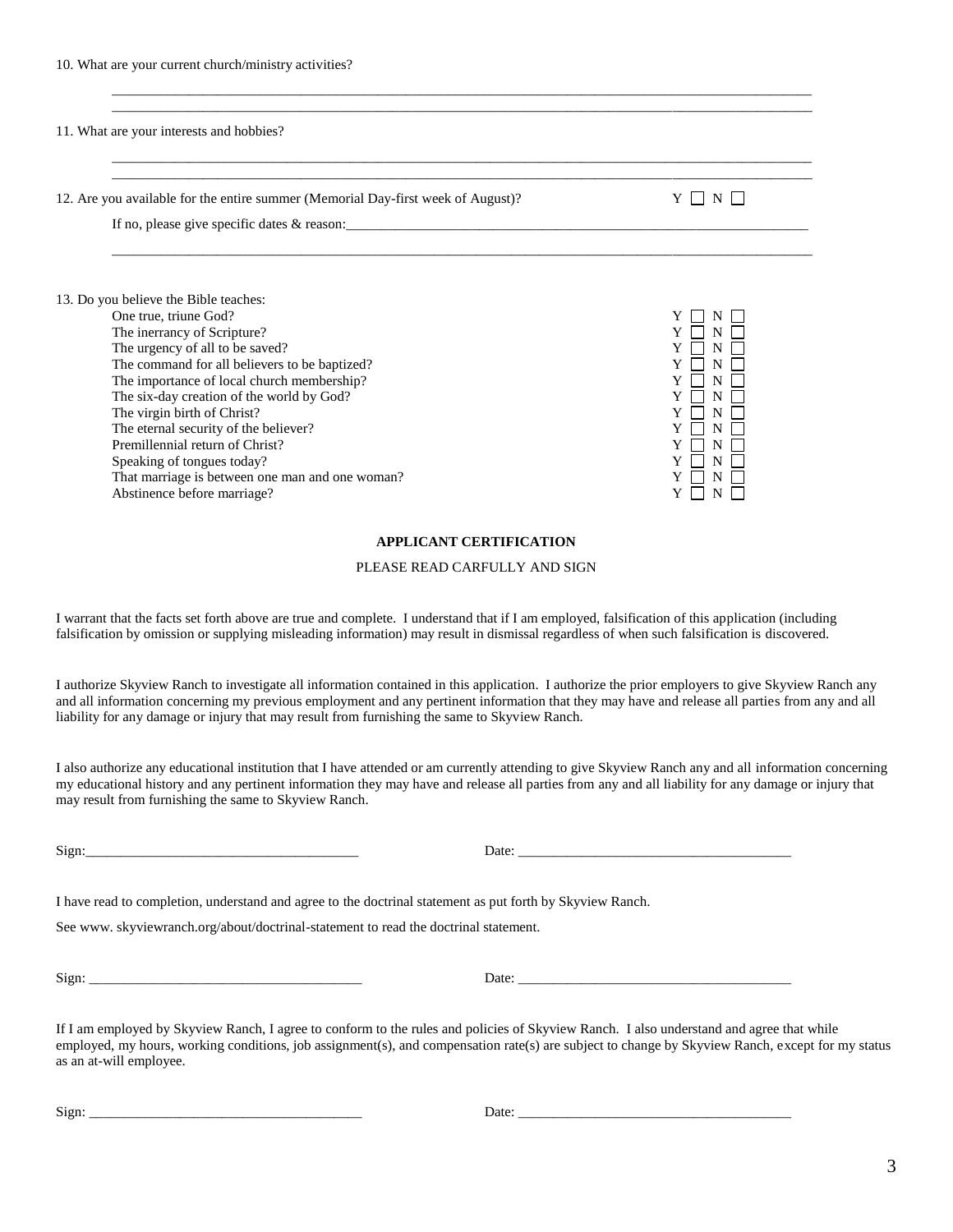10. What are your current church/ministry activities?

______________________________________________________________________________________________

______________________________________________________________________________________________

11. What are your interests and hobbies?

______________________________________________________________________________________________

______________________________________________________________________________________________

12. Are you available for the entire summer (Memorial Day-first week of August)? Y ☐ N ☐

If no, please give specific dates & reason:______________________________________________________________________

______________________________________________________________________________________________

13. Do you believe the Bible teaches:

| | |
|---|---|
| One true, triune God? | Y ☐ N ☐ |
| The inerrancy of Scripture? | Y ☐ N ☐ |
| The urgency of all to be saved? | Y ☐ N ☐ |
| The command for all believers to be baptized? | Y ☐ N ☐ |
| The importance of local church membership? | Y ☐ N ☐ |
| The six-day creation of the world by God? | Y ☐ N ☐ |
| The virgin birth of Christ? | Y ☐ N ☐ |
| The eternal security of the believer? | Y ☐ N ☐ |
| Premillennial return of Christ? | Y ☐ N ☐ |
| Speaking of tongues today? | Y ☐ N ☐ |
| That marriage is between one man and one woman? | Y ☐ N ☐ |
| Abstinence before marriage? | Y ☐ N ☐ |

**APPLICANT CERTIFICATION**

PLEASE READ CARFULLY AND SIGN

I warrant that the facts set forth above are true and complete. I understand that if I am employed, falsification of this application (including falsification by omission or supplying misleading information) may result in dismissal regardless of when such falsification is discovered.

I authorize Skyview Ranch to investigate all information contained in this application. I authorize the prior employers to give Skyview Ranch any and all information concerning my previous employment and any pertinent information that they may have and release all parties from any and all liability for any damage or injury that may result from furnishing the same to Skyview Ranch.

I also authorize any educational institution that I have attended or am currently attending to give Skyview Ranch any and all information concerning my educational history and any pertinent information they may have and release all parties from any and all liability for any damage or injury that may result from furnishing the same to Skyview Ranch.

Sign:_______________________________________ Date: _______________________________________

I have read to completion, understand and agree to the doctrinal statement as put forth by Skyview Ranch.

See www. skyviewranch.org/about/doctrinal-statement to read the doctrinal statement.

Sign: _______________________________________ Date: _______________________________________

If I am employed by Skyview Ranch, I agree to conform to the rules and policies of Skyview Ranch. I also understand and agree that while employed, my hours, working conditions, job assignment(s), and compensation rate(s) are subject to change by Skyview Ranch, except for my status as an at-will employee.

Sign: _______________________________________ Date: _______________________________________